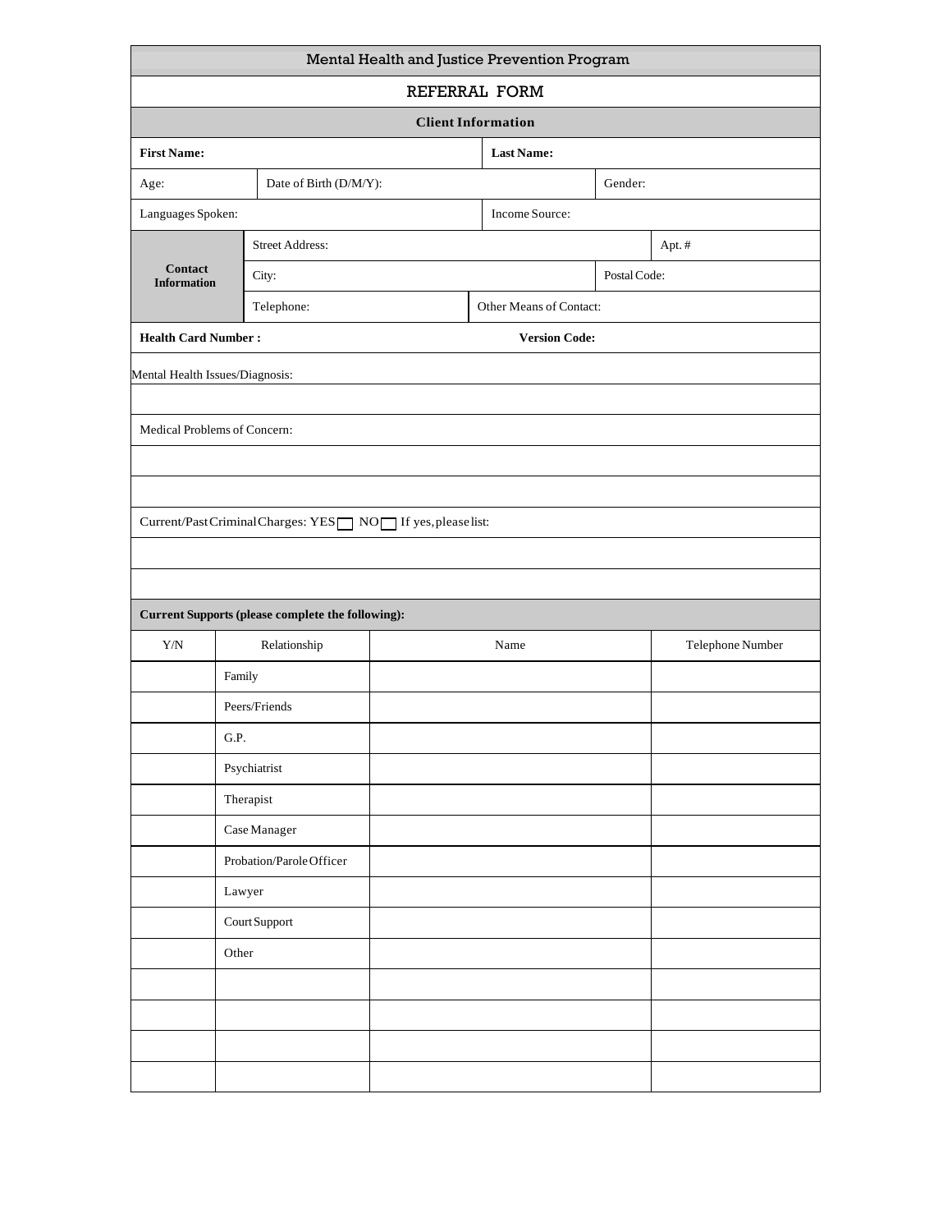# Mental Health and Justice Prevention Program

## REFERRAL FORM

### Client Information

| | | | | |
|---|---|---|---|---|
| **First Name:** | | | **Last Name:** | |
| Age: | Date of Birth (D/M/Y): | | Gender: | |
| Languages Spoken: | | | Income Source: | |
| **Contact Information** | Street Address: | | | Apt. # |
| | City: | | Postal Code: | |
| | Telephone: | Other Means of Contact: | | |
| **Health Card Number :** | | | **Version Code:** | |

Mental Health Issues/Diagnosis:

Medical Problems of Concern:

Current/Past Criminal Charges: YES ☐ NO ☐ If yes, please list:

**Current Supports (please complete the following):**

| Y/N | Relationship | Name | Telephone Number |
|---|---|---|---|
| | Family | | |
| | Peers/Friends | | |
| | G.P. | | |
| | Psychiatrist | | |
| | Therapist | | |
| | Case Manager | | |
| | Probation/Parole Officer | | |
| | Lawyer | | |
| | Court Support | | |
| | Other | | |
| | | | |
| | | | |
| | | | |
| | | | |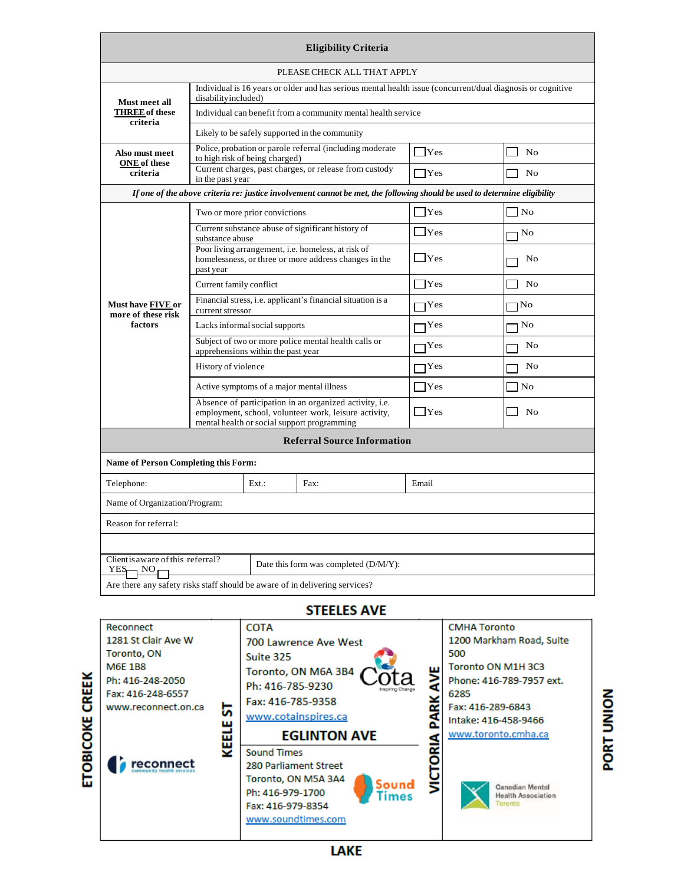| Eligibility Criteria | | | |
|---|---|---|---|
| PLEASE CHECK ALL THAT APPLY | | | |
| **Must meet all THREE of these criteria** | Individual is 16 years or older and has serious mental health issue (concurrent/dual diagnosis or cognitive disability included) | | |
| | Individual can benefit from a community mental health service | | |
| | Likely to be safely supported in the community | | |
| **Also must meet ONE of these criteria** | Police, probation or parole referral (including moderate to high risk of being charged) | ☐ Yes | ☐ No |
| | Current charges, past charges, or release from custody in the past year | ☐ Yes | ☐ No |
| *If one of the above criteria re: justice involvement cannot be met, the following should be used to determine eligibility* | | | |
| **Must have FIVE or more of these risk factors** | Two or more prior convictions | ☐ Yes | ☐ No |
| | Current substance abuse of significant history of substance abuse | ☐ Yes | ☐ No |
| | Poor living arrangement, i.e. homeless, at risk of homelessness, or three or more address changes in the past year | ☐ Yes | ☐ No |
| | Current family conflict | ☐ Yes | ☐ No |
| | Financial stress, i.e. applicant's financial situation is a current stressor | ☐ Yes | ☐ No |
| | Lacks informal social supports | ☐ Yes | ☐ No |
| | Subject of two or more police mental health calls or apprehensions within the past year | ☐ Yes | ☐ No |
| | History of violence | ☐ Yes | ☐ No |
| | Active symptoms of a major mental illness | ☐ Yes | ☐ No |
| | Absence of participation in an organized activity, i.e. employment, school, volunteer work, leisure activity, mental health or social support programming | ☐ Yes | ☐ No |

| Referral Source Information | | | |
|---|---|---|---|
| **Name of Person Completing this Form:** | | | |
| Telephone: | Ext.: | Fax: | Email |
| Name of Organization/Program: | | | |
| Reason for referral: | | | |
| | | | |
| Client is aware of this referral? YES ☐ NO ☐ | Date this form was completed (D/M/Y): | | |
| Are there any safety risks staff should be aware of in delivering services? | | | |

**STEELES AVE**

**ETOBICOKE CREEK**

Reconnect
1281 St Clair Ave W
Toronto, ON
M6E 1B8
Ph: 416-248-2050
Fax: 416-248-6557
www.reconnect.on.ca

reconnect community health services

**KEELE ST**

COTA
700 Lawrence Ave West
Suite 325
Toronto, ON M6A 3B4
Ph: 416-785-9230
Fax: 416-785-9358
www.cotainspires.ca

Cota Inspiring Change

**EGLINTON AVE**

Sound Times
280 Parliament Street
Toronto, ON M5A 3A4
Ph: 416-979-1700
Fax: 416-979-8354
www.soundtimes.com

Sound Times

**VICTORIA PARK AVE**

CMHA Toronto
1200 Markham Road, Suite 500
Toronto ON M1H 3C3
Phone: 416-789-7957 ext. 6285
Fax: 416-289-6843
Intake: 416-458-9466
www.toronto.cmha.ca

Canadian Mental Health Association Toronto

**PORT UNION**

**LAKE**